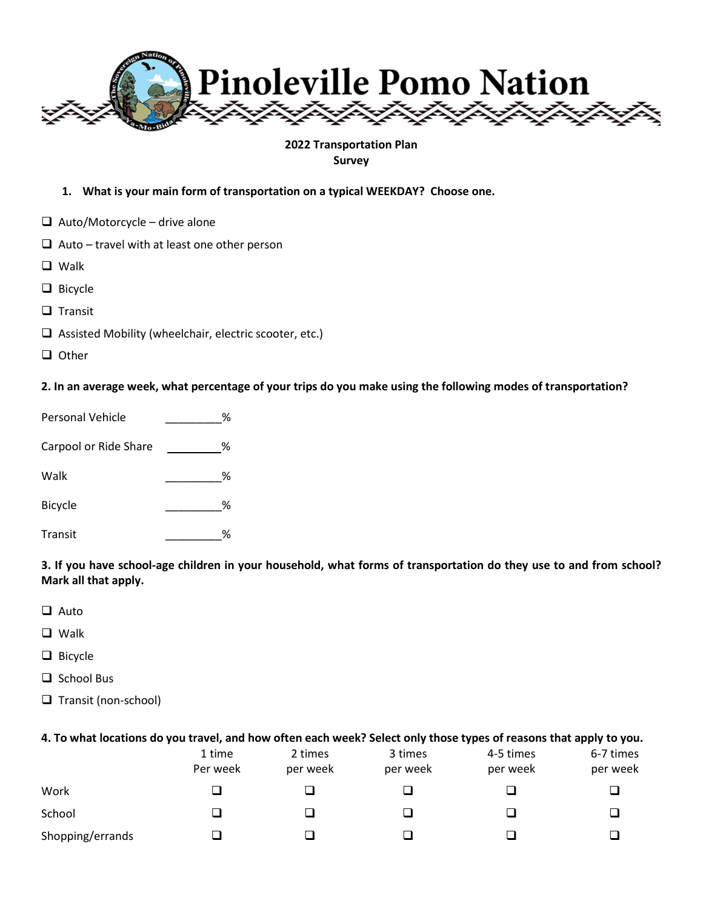# Pinoleville Pomo Nation

**2022 Transportation Plan**
**Survey**

**1. What is your main form of transportation on a typical WEEKDAY? Choose one.**

- ❑ Auto/Motorcycle – drive alone
- ❑ Auto – travel with at least one other person
- ❑ Walk
- ❑ Bicycle
- ❑ Transit
- ❑ Assisted Mobility (wheelchair, electric scooter, etc.)
- ❑ Other

**2. In an average week, what percentage of your trips do you make using the following modes of transportation?**

Personal Vehicle _________%

Carpool or Ride Share _________%

Walk _________%

Bicycle _________%

Transit _________%

**3. If you have school-age children in your household, what forms of transportation do they use to and from school? Mark all that apply.**

- ❑ Auto
- ❑ Walk
- ❑ Bicycle
- ❑ School Bus
- ❑ Transit (non-school)

**4. To what locations do you travel, and how often each week? Select only those types of reasons that apply to you.**

| | 1 time Per week | 2 times per week | 3 times per week | 4-5 times per week | 6-7 times per week |
|---|---|---|---|---|---|
| Work | ❑ | ❑ | ❑ | ❑ | ❑ |
| School | ❑ | ❑ | ❑ | ❑ | ❑ |
| Shopping/errands | ❑ | ❑ | ❑ | ❑ | ❑ |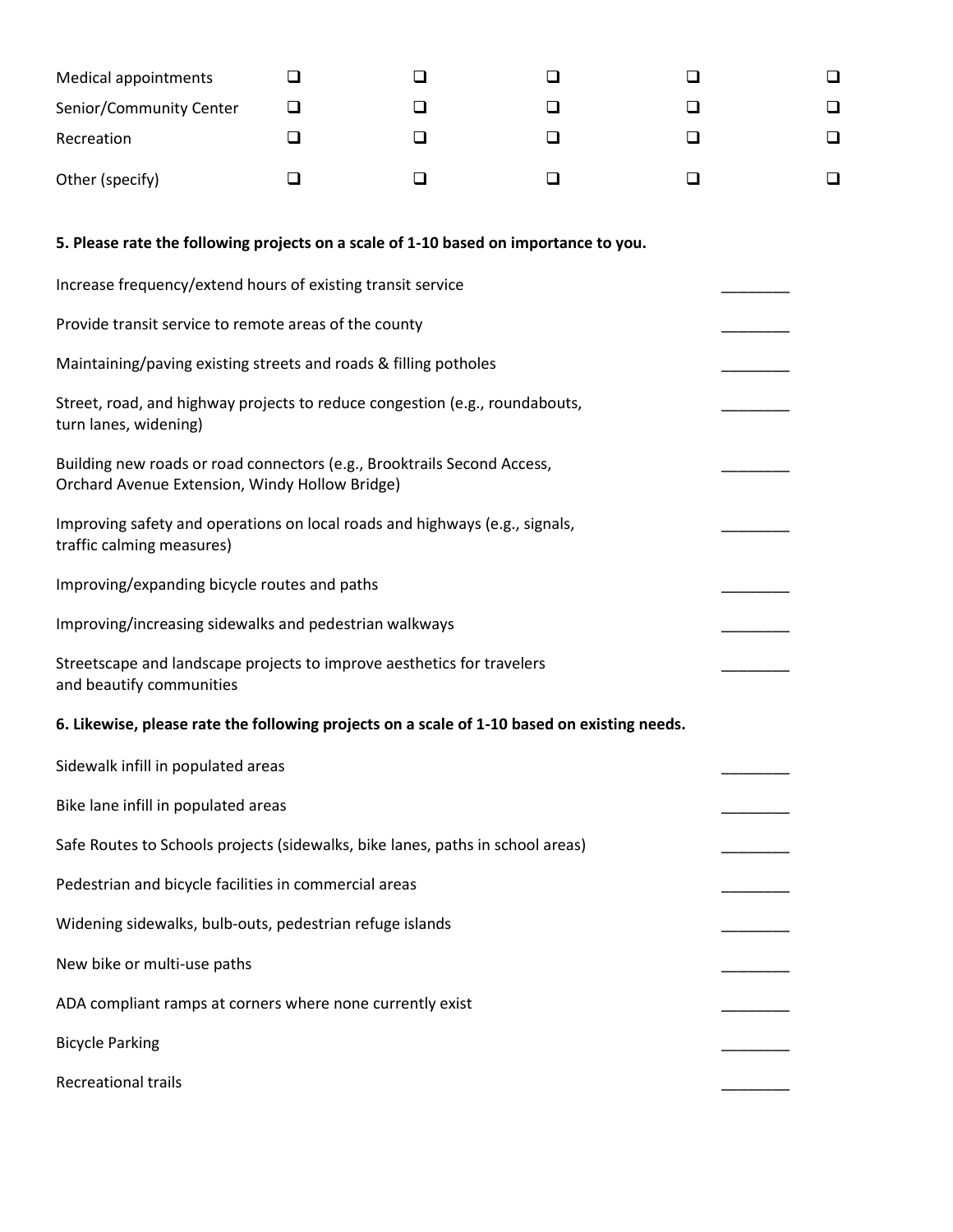| | | | | | |
|---|---|---|---|---|---|
| Medical appointments | ☐ | ☐ | ☐ | ☐ | ☐ |
| Senior/Community Center | ☐ | ☐ | ☐ | ☐ | ☐ |
| Recreation | ☐ | ☐ | ☐ | ☐ | ☐ |
| Other (specify) | ☐ | ☐ | ☐ | ☐ | ☐ |

**5. Please rate the following projects on a scale of 1-10 based on importance to you.**

| | |
|---|---|
| Increase frequency/extend hours of existing transit service | ________ |
| Provide transit service to remote areas of the county | ________ |
| Maintaining/paving existing streets and roads & filling potholes | ________ |
| Street, road, and highway projects to reduce congestion (e.g., roundabouts, turn lanes, widening) | ________ |
| Building new roads or road connectors (e.g., Brooktrails Second Access, Orchard Avenue Extension, Windy Hollow Bridge) | ________ |
| Improving safety and operations on local roads and highways (e.g., signals, traffic calming measures) | ________ |
| Improving/expanding bicycle routes and paths | ________ |
| Improving/increasing sidewalks and pedestrian walkways | ________ |
| Streetscape and landscape projects to improve aesthetics for travelers and beautify communities | ________ |

**6. Likewise, please rate the following projects on a scale of 1-10 based on existing needs.**

| | |
|---|---|
| Sidewalk infill in populated areas | ________ |
| Bike lane infill in populated areas | ________ |
| Safe Routes to Schools projects (sidewalks, bike lanes, paths in school areas) | ________ |
| Pedestrian and bicycle facilities in commercial areas | ________ |
| Widening sidewalks, bulb-outs, pedestrian refuge islands | ________ |
| New bike or multi-use paths | ________ |
| ADA compliant ramps at corners where none currently exist | ________ |
| Bicycle Parking | ________ |
| Recreational trails | ________ |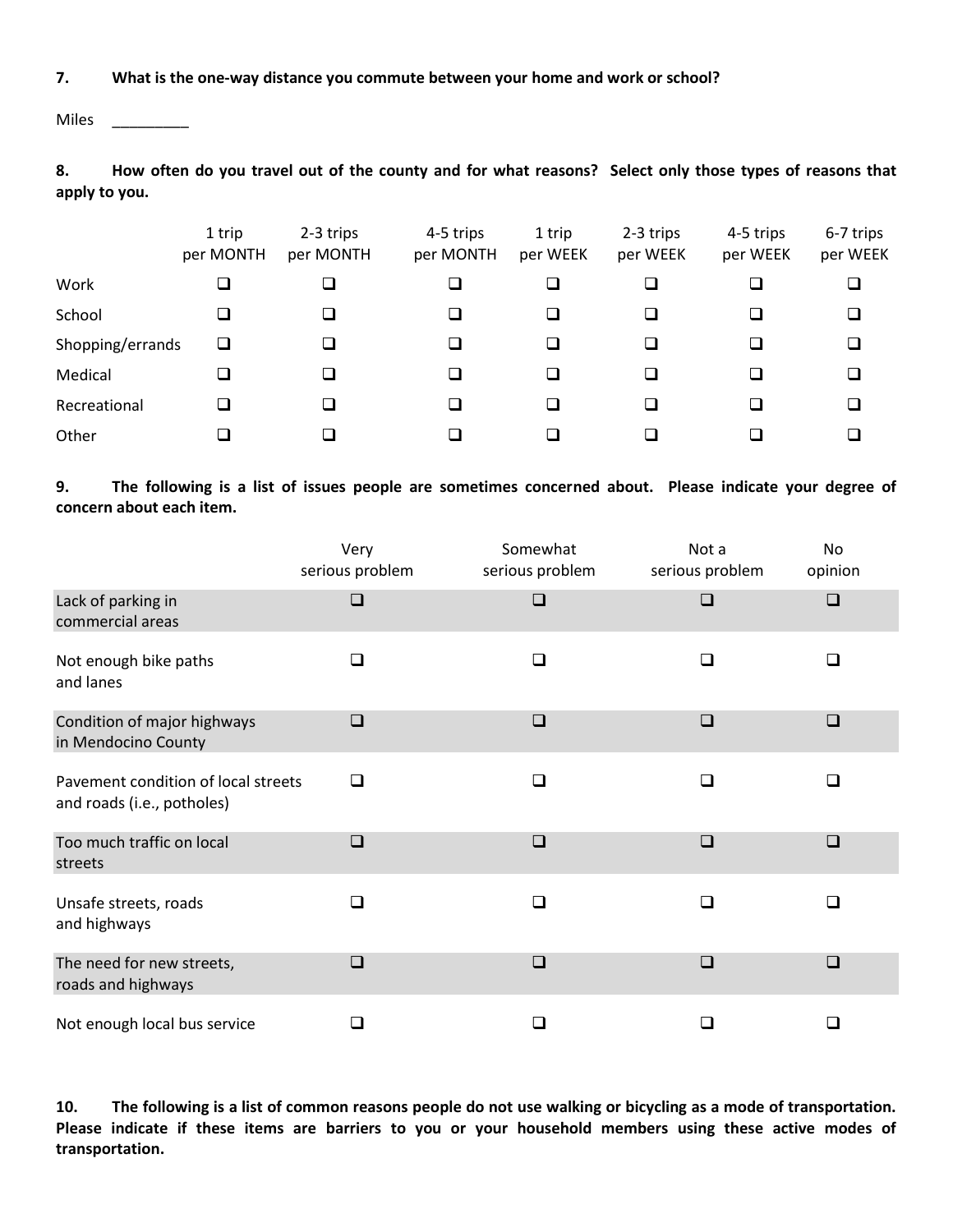**7. What is the one-way distance you commute between your home and work or school?**

Miles _________

**8. How often do you travel out of the county and for what reasons? Select only those types of reasons that apply to you.**

| | 1 trip per MONTH | 2-3 trips per MONTH | 4-5 trips per MONTH | 1 trip per WEEK | 2-3 trips per WEEK | 4-5 trips per WEEK | 6-7 trips per WEEK |
|---|---|---|---|---|---|---|---|
| Work | ❑ | ❑ | ❑ | ❑ | ❑ | ❑ | ❑ |
| School | ❑ | ❑ | ❑ | ❑ | ❑ | ❑ | ❑ |
| Shopping/errands | ❑ | ❑ | ❑ | ❑ | ❑ | ❑ | ❑ |
| Medical | ❑ | ❑ | ❑ | ❑ | ❑ | ❑ | ❑ |
| Recreational | ❑ | ❑ | ❑ | ❑ | ❑ | ❑ | ❑ |
| Other | ❑ | ❑ | ❑ | ❑ | ❑ | ❑ | ❑ |

**9. The following is a list of issues people are sometimes concerned about. Please indicate your degree of concern about each item.**

| | Very serious problem | Somewhat serious problem | Not a serious problem | No opinion |
|---|---|---|---|---|
| Lack of parking in commercial areas | ❑ | ❑ | ❑ | ❑ |
| Not enough bike paths and lanes | ❑ | ❑ | ❑ | ❑ |
| Condition of major highways in Mendocino County | ❑ | ❑ | ❑ | ❑ |
| Pavement condition of local streets and roads (i.e., potholes) | ❑ | ❑ | ❑ | ❑ |
| Too much traffic on local streets | ❑ | ❑ | ❑ | ❑ |
| Unsafe streets, roads and highways | ❑ | ❑ | ❑ | ❑ |
| The need for new streets, roads and highways | ❑ | ❑ | ❑ | ❑ |
| Not enough local bus service | ❑ | ❑ | ❑ | ❑ |

**10. The following is a list of common reasons people do not use walking or bicycling as a mode of transportation. Please indicate if these items are barriers to you or your household members using these active modes of transportation.**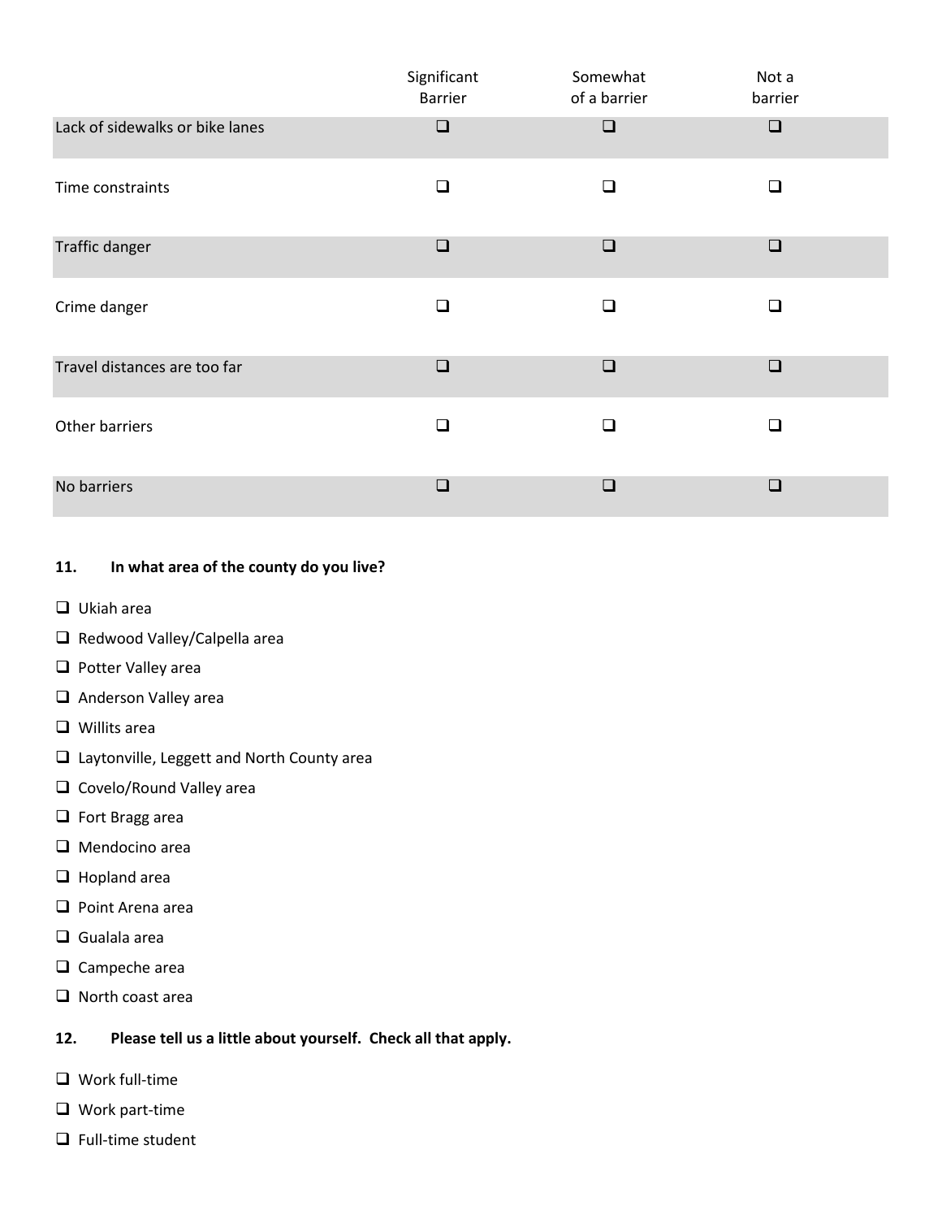| | Significant Barrier | Somewhat of a barrier | Not a barrier |
|---|---|---|---|
| Lack of sidewalks or bike lanes | ❑ | ❑ | ❑ |
| Time constraints | ❑ | ❑ | ❑ |
| Traffic danger | ❑ | ❑ | ❑ |
| Crime danger | ❑ | ❑ | ❑ |
| Travel distances are too far | ❑ | ❑ | ❑ |
| Other barriers | ❑ | ❑ | ❑ |
| No barriers | ❑ | ❑ | ❑ |

**11. In what area of the county do you live?**

- ❑ Ukiah area
- ❑ Redwood Valley/Calpella area
- ❑ Potter Valley area
- ❑ Anderson Valley area
- ❑ Willits area
- ❑ Laytonville, Leggett and North County area
- ❑ Covelo/Round Valley area
- ❑ Fort Bragg area
- ❑ Mendocino area
- ❑ Hopland area
- ❑ Point Arena area
- ❑ Gualala area
- ❑ Campeche area
- ❑ North coast area

**12. Please tell us a little about yourself. Check all that apply.**

- ❑ Work full-time
- ❑ Work part-time
- ❑ Full-time student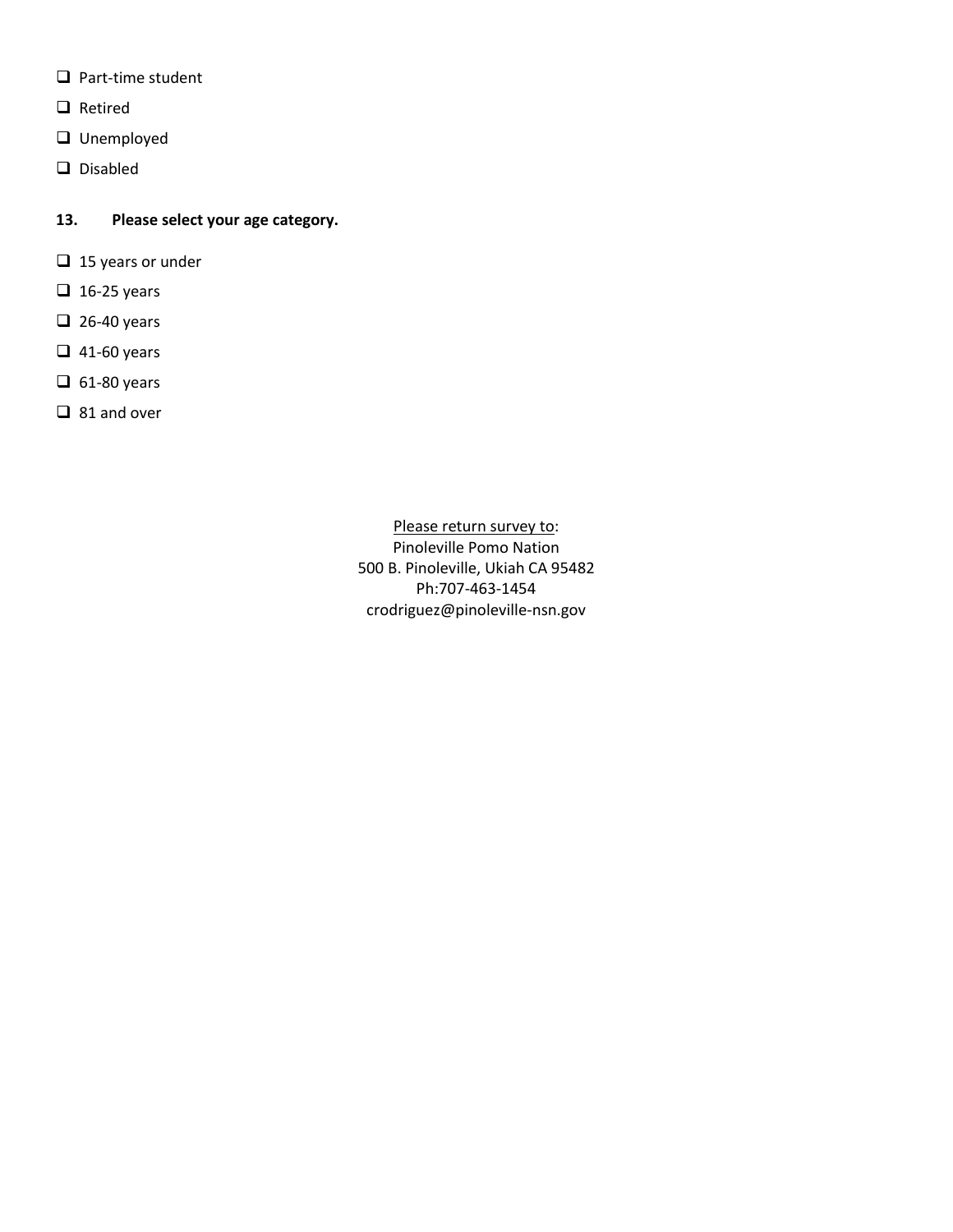- ❑ Part-time student
- ❑ Retired
- ❑ Unemployed
- ❑ Disabled

**13. Please select your age category.**

- ❑ 15 years or under
- ❑ 16-25 years
- ❑ 26-40 years
- ❑ 41-60 years
- ❑ 61-80 years
- ❑ 81 and over

<u>Please return survey to</u>:
Pinoleville Pomo Nation
500 B. Pinoleville, Ukiah CA 95482
Ph:707-463-1454
crodriguez@pinoleville-nsn.gov